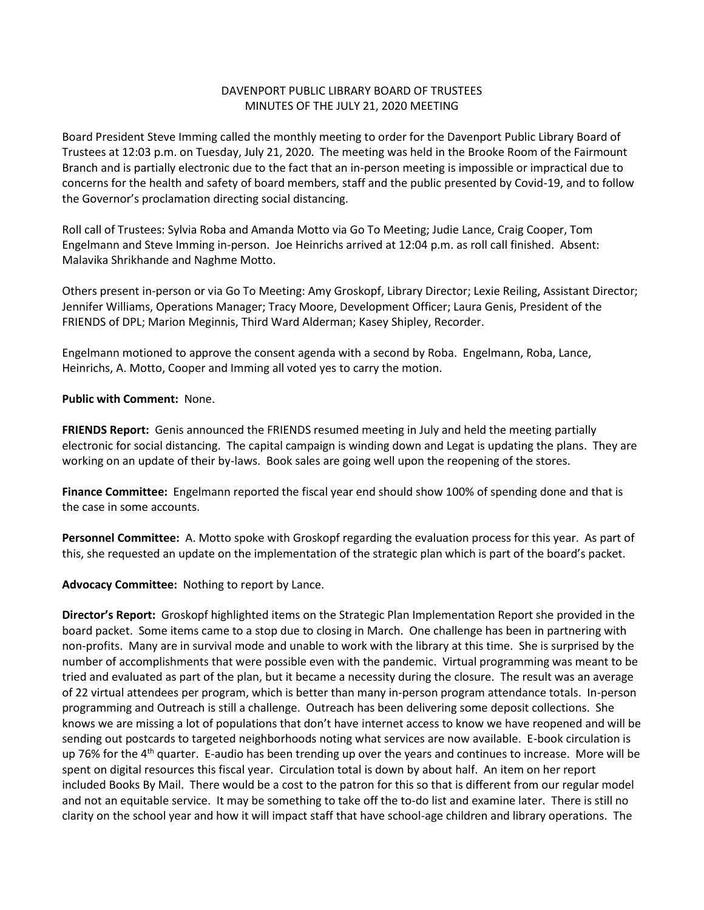DAVENPORT PUBLIC LIBRARY BOARD OF TRUSTEES
MINUTES OF THE JULY 21, 2020 MEETING

Board President Steve Imming called the monthly meeting to order for the Davenport Public Library Board of Trustees at 12:03 p.m. on Tuesday, July 21, 2020. The meeting was held in the Brooke Room of the Fairmount Branch and is partially electronic due to the fact that an in-person meeting is impossible or impractical due to concerns for the health and safety of board members, staff and the public presented by Covid-19, and to follow the Governor's proclamation directing social distancing.

Roll call of Trustees: Sylvia Roba and Amanda Motto via Go To Meeting; Judie Lance, Craig Cooper, Tom Engelmann and Steve Imming in-person. Joe Heinrichs arrived at 12:04 p.m. as roll call finished. Absent: Malavika Shrikhande and Naghme Motto.

Others present in-person or via Go To Meeting: Amy Groskopf, Library Director; Lexie Reiling, Assistant Director; Jennifer Williams, Operations Manager; Tracy Moore, Development Officer; Laura Genis, President of the FRIENDS of DPL; Marion Meginnis, Third Ward Alderman; Kasey Shipley, Recorder.

Engelmann motioned to approve the consent agenda with a second by Roba. Engelmann, Roba, Lance, Heinrichs, A. Motto, Cooper and Imming all voted yes to carry the motion.

**Public with Comment:** None.

**FRIENDS Report:** Genis announced the FRIENDS resumed meeting in July and held the meeting partially electronic for social distancing. The capital campaign is winding down and Legat is updating the plans. They are working on an update of their by-laws. Book sales are going well upon the reopening of the stores.

**Finance Committee:** Engelmann reported the fiscal year end should show 100% of spending done and that is the case in some accounts.

**Personnel Committee:** A. Motto spoke with Groskopf regarding the evaluation process for this year. As part of this, she requested an update on the implementation of the strategic plan which is part of the board's packet.

**Advocacy Committee:** Nothing to report by Lance.

**Director's Report:** Groskopf highlighted items on the Strategic Plan Implementation Report she provided in the board packet. Some items came to a stop due to closing in March. One challenge has been in partnering with non-profits. Many are in survival mode and unable to work with the library at this time. She is surprised by the number of accomplishments that were possible even with the pandemic. Virtual programming was meant to be tried and evaluated as part of the plan, but it became a necessity during the closure. The result was an average of 22 virtual attendees per program, which is better than many in-person program attendance totals. In-person programming and Outreach is still a challenge. Outreach has been delivering some deposit collections. She knows we are missing a lot of populations that don't have internet access to know we have reopened and will be sending out postcards to targeted neighborhoods noting what services are now available. E-book circulation is up 76% for the 4th quarter. E-audio has been trending up over the years and continues to increase. More will be spent on digital resources this fiscal year. Circulation total is down by about half. An item on her report included Books By Mail. There would be a cost to the patron for this so that is different from our regular model and not an equitable service. It may be something to take off the to-do list and examine later. There is still no clarity on the school year and how it will impact staff that have school-age children and library operations. The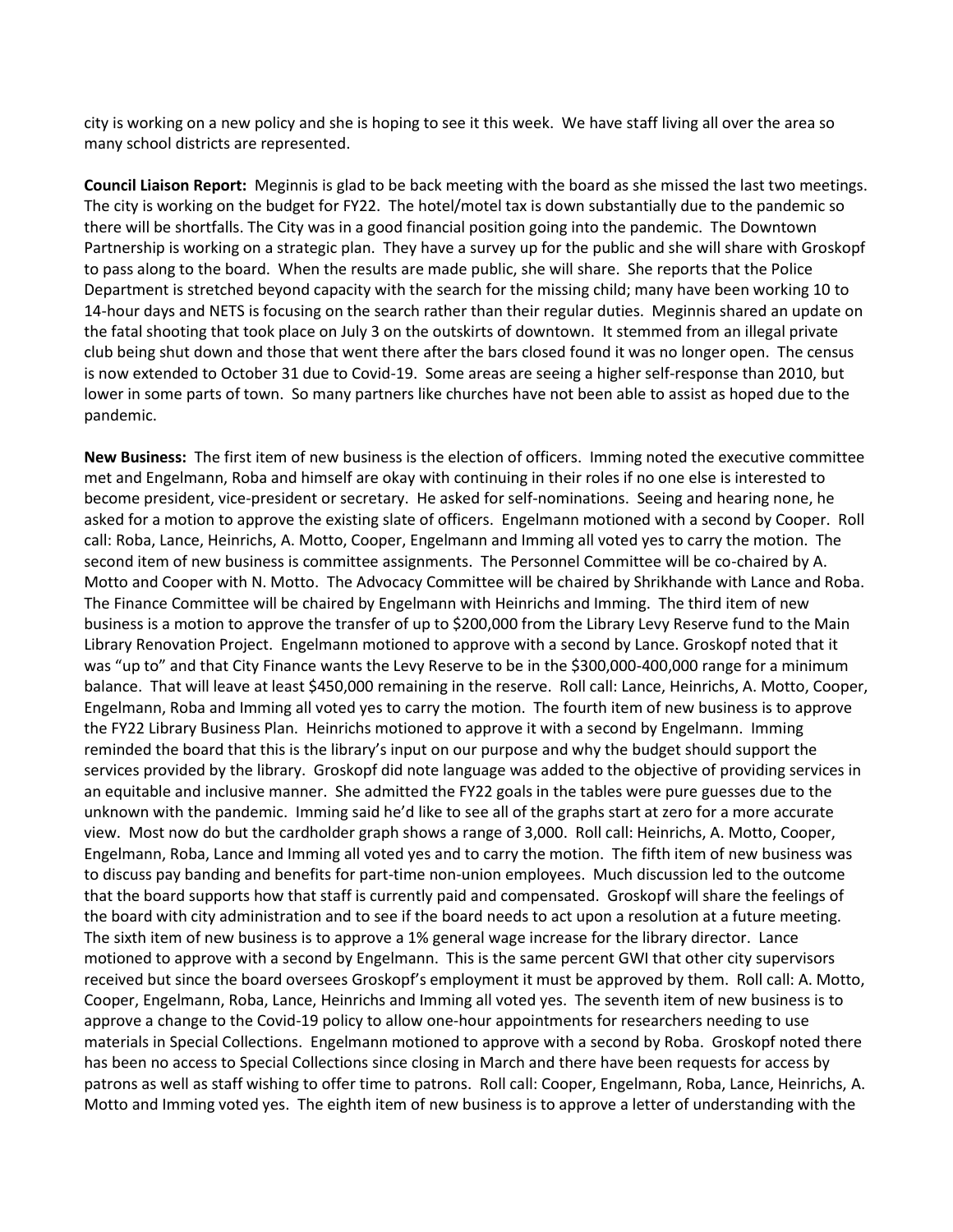city is working on a new policy and she is hoping to see it this week. We have staff living all over the area so many school districts are represented.

**Council Liaison Report:** Meginnis is glad to be back meeting with the board as she missed the last two meetings. The city is working on the budget for FY22. The hotel/motel tax is down substantially due to the pandemic so there will be shortfalls. The City was in a good financial position going into the pandemic. The Downtown Partnership is working on a strategic plan. They have a survey up for the public and she will share with Groskopf to pass along to the board. When the results are made public, she will share. She reports that the Police Department is stretched beyond capacity with the search for the missing child; many have been working 10 to 14-hour days and NETS is focusing on the search rather than their regular duties. Meginnis shared an update on the fatal shooting that took place on July 3 on the outskirts of downtown. It stemmed from an illegal private club being shut down and those that went there after the bars closed found it was no longer open. The census is now extended to October 31 due to Covid-19. Some areas are seeing a higher self-response than 2010, but lower in some parts of town. So many partners like churches have not been able to assist as hoped due to the pandemic.

**New Business:** The first item of new business is the election of officers. Imming noted the executive committee met and Engelmann, Roba and himself are okay with continuing in their roles if no one else is interested to become president, vice-president or secretary. He asked for self-nominations. Seeing and hearing none, he asked for a motion to approve the existing slate of officers. Engelmann motioned with a second by Cooper. Roll call: Roba, Lance, Heinrichs, A. Motto, Cooper, Engelmann and Imming all voted yes to carry the motion. The second item of new business is committee assignments. The Personnel Committee will be co-chaired by A. Motto and Cooper with N. Motto. The Advocacy Committee will be chaired by Shrikhande with Lance and Roba. The Finance Committee will be chaired by Engelmann with Heinrichs and Imming. The third item of new business is a motion to approve the transfer of up to $200,000 from the Library Levy Reserve fund to the Main Library Renovation Project. Engelmann motioned to approve with a second by Lance. Groskopf noted that it was "up to" and that City Finance wants the Levy Reserve to be in the $300,000-400,000 range for a minimum balance. That will leave at least $450,000 remaining in the reserve. Roll call: Lance, Heinrichs, A. Motto, Cooper, Engelmann, Roba and Imming all voted yes to carry the motion. The fourth item of new business is to approve the FY22 Library Business Plan. Heinrichs motioned to approve it with a second by Engelmann. Imming reminded the board that this is the library's input on our purpose and why the budget should support the services provided by the library. Groskopf did note language was added to the objective of providing services in an equitable and inclusive manner. She admitted the FY22 goals in the tables were pure guesses due to the unknown with the pandemic. Imming said he'd like to see all of the graphs start at zero for a more accurate view. Most now do but the cardholder graph shows a range of 3,000. Roll call: Heinrichs, A. Motto, Cooper, Engelmann, Roba, Lance and Imming all voted yes and to carry the motion. The fifth item of new business was to discuss pay banding and benefits for part-time non-union employees. Much discussion led to the outcome that the board supports how that staff is currently paid and compensated. Groskopf will share the feelings of the board with city administration and to see if the board needs to act upon a resolution at a future meeting. The sixth item of new business is to approve a 1% general wage increase for the library director. Lance motioned to approve with a second by Engelmann. This is the same percent GWI that other city supervisors received but since the board oversees Groskopf's employment it must be approved by them. Roll call: A. Motto, Cooper, Engelmann, Roba, Lance, Heinrichs and Imming all voted yes. The seventh item of new business is to approve a change to the Covid-19 policy to allow one-hour appointments for researchers needing to use materials in Special Collections. Engelmann motioned to approve with a second by Roba. Groskopf noted there has been no access to Special Collections since closing in March and there have been requests for access by patrons as well as staff wishing to offer time to patrons. Roll call: Cooper, Engelmann, Roba, Lance, Heinrichs, A. Motto and Imming voted yes. The eighth item of new business is to approve a letter of understanding with the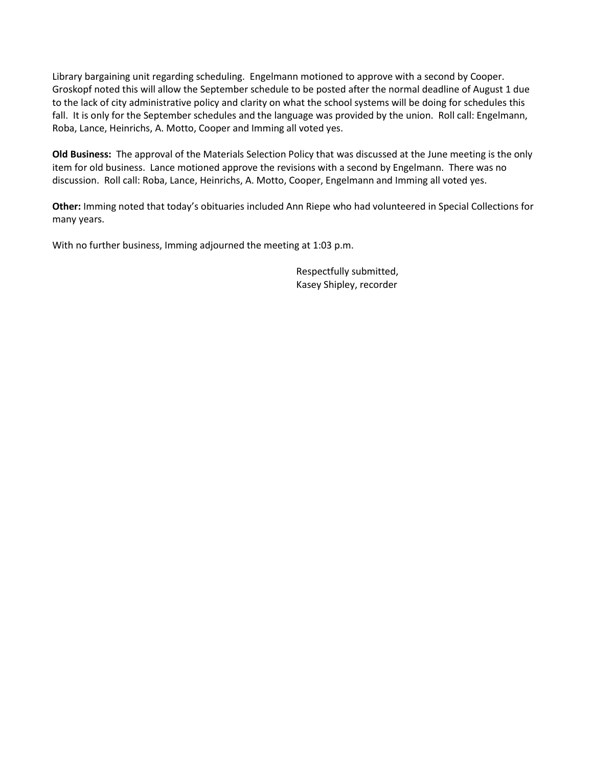Library bargaining unit regarding scheduling. Engelmann motioned to approve with a second by Cooper. Groskopf noted this will allow the September schedule to be posted after the normal deadline of August 1 due to the lack of city administrative policy and clarity on what the school systems will be doing for schedules this fall. It is only for the September schedules and the language was provided by the union. Roll call: Engelmann, Roba, Lance, Heinrichs, A. Motto, Cooper and Imming all voted yes.

**Old Business:** The approval of the Materials Selection Policy that was discussed at the June meeting is the only item for old business. Lance motioned approve the revisions with a second by Engelmann. There was no discussion. Roll call: Roba, Lance, Heinrichs, A. Motto, Cooper, Engelmann and Imming all voted yes.

**Other:** Imming noted that today's obituaries included Ann Riepe who had volunteered in Special Collections for many years.

With no further business, Imming adjourned the meeting at 1:03 p.m.

Respectfully submitted,
Kasey Shipley, recorder